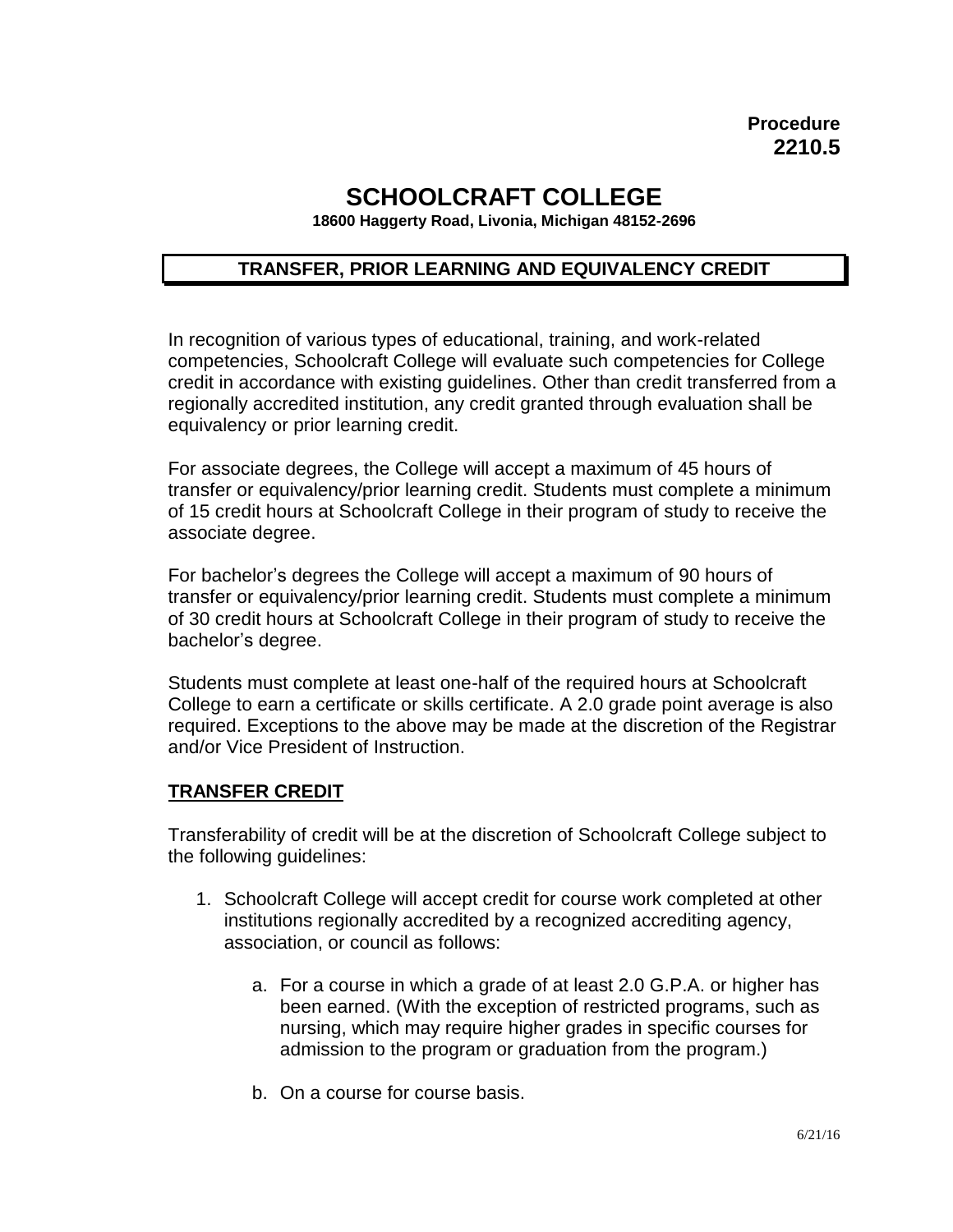**Procedure 2210.5**

# SCHOOLCRAFT COLLEGE

**18600 Haggerty Road, Livonia, Michigan 48152-2696**

## TRANSFER, PRIOR LEARNING AND EQUIVALENCY CREDIT

In recognition of various types of educational, training, and work-related competencies, Schoolcraft College will evaluate such competencies for College credit in accordance with existing guidelines. Other than credit transferred from a regionally accredited institution, any credit granted through evaluation shall be equivalency or prior learning credit.

For associate degrees, the College will accept a maximum of 45 hours of transfer or equivalency/prior learning credit. Students must complete a minimum of 15 credit hours at Schoolcraft College in their program of study to receive the associate degree.

For bachelor's degrees the College will accept a maximum of 90 hours of transfer or equivalency/prior learning credit. Students must complete a minimum of 30 credit hours at Schoolcraft College in their program of study to receive the bachelor's degree.

Students must complete at least one-half of the required hours at Schoolcraft College to earn a certificate or skills certificate. A 2.0 grade point average is also required. Exceptions to the above may be made at the discretion of the Registrar and/or Vice President of Instruction.

### TRANSFER CREDIT

Transferability of credit will be at the discretion of Schoolcraft College subject to the following guidelines:

1. Schoolcraft College will accept credit for course work completed at other institutions regionally accredited by a recognized accrediting agency, association, or council as follows:

    a. For a course in which a grade of at least 2.0 G.P.A. or higher has been earned. (With the exception of restricted programs, such as nursing, which may require higher grades in specific courses for admission to the program or graduation from the program.)

    b. On a course for course basis.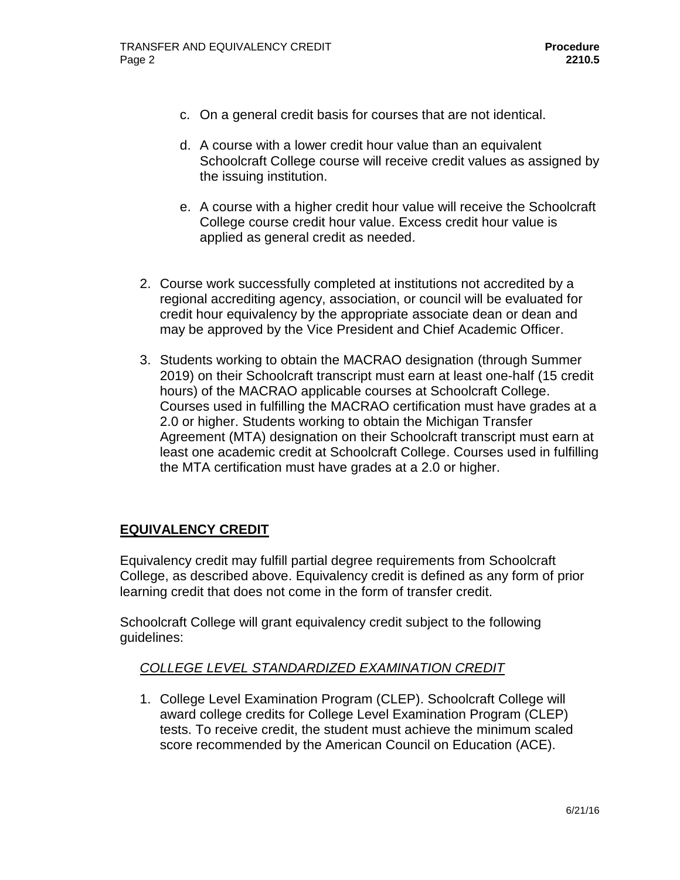c. On a general credit basis for courses that are not identical.

d. A course with a lower credit hour value than an equivalent Schoolcraft College course will receive credit values as assigned by the issuing institution.

e. A course with a higher credit hour value will receive the Schoolcraft College course credit hour value. Excess credit hour value is applied as general credit as needed.

2. Course work successfully completed at institutions not accredited by a regional accrediting agency, association, or council will be evaluated for credit hour equivalency by the appropriate associate dean or dean and may be approved by the Vice President and Chief Academic Officer.

3. Students working to obtain the MACRAO designation (through Summer 2019) on their Schoolcraft transcript must earn at least one-half (15 credit hours) of the MACRAO applicable courses at Schoolcraft College. Courses used in fulfilling the MACRAO certification must have grades at a 2.0 or higher. Students working to obtain the Michigan Transfer Agreement (MTA) designation on their Schoolcraft transcript must earn at least one academic credit at Schoolcraft College. Courses used in fulfilling the MTA certification must have grades at a 2.0 or higher.

## EQUIVALENCY CREDIT

Equivalency credit may fulfill partial degree requirements from Schoolcraft College, as described above. Equivalency credit is defined as any form of prior learning credit that does not come in the form of transfer credit.

Schoolcraft College will grant equivalency credit subject to the following guidelines:

### *COLLEGE LEVEL STANDARDIZED EXAMINATION CREDIT*

1. College Level Examination Program (CLEP). Schoolcraft College will award college credits for College Level Examination Program (CLEP) tests. To receive credit, the student must achieve the minimum scaled score recommended by the American Council on Education (ACE).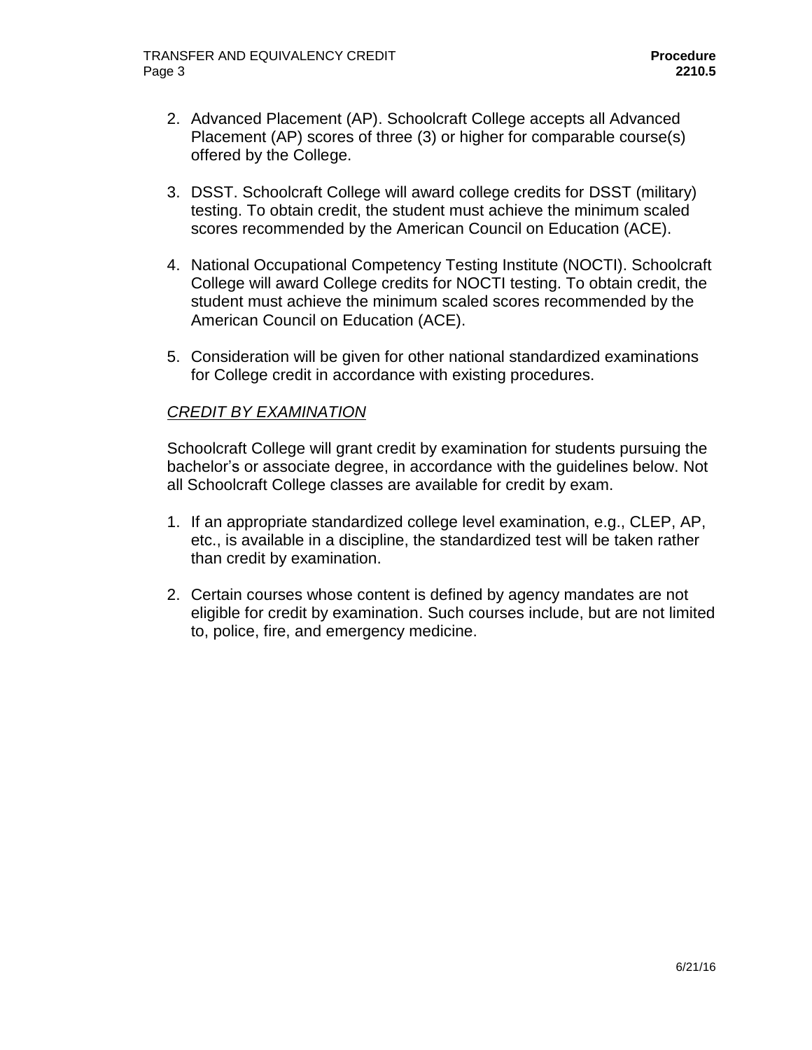2. Advanced Placement (AP). Schoolcraft College accepts all Advanced Placement (AP) scores of three (3) or higher for comparable course(s) offered by the College.

3. DSST. Schoolcraft College will award college credits for DSST (military) testing. To obtain credit, the student must achieve the minimum scaled scores recommended by the American Council on Education (ACE).

4. National Occupational Competency Testing Institute (NOCTI). Schoolcraft College will award College credits for NOCTI testing. To obtain credit, the student must achieve the minimum scaled scores recommended by the American Council on Education (ACE).

5. Consideration will be given for other national standardized examinations for College credit in accordance with existing procedures.

*CREDIT BY EXAMINATION*

Schoolcraft College will grant credit by examination for students pursuing the bachelor's or associate degree, in accordance with the guidelines below. Not all Schoolcraft College classes are available for credit by exam.

1. If an appropriate standardized college level examination, e.g., CLEP, AP, etc., is available in a discipline, the standardized test will be taken rather than credit by examination.

2. Certain courses whose content is defined by agency mandates are not eligible for credit by examination. Such courses include, but are not limited to, police, fire, and emergency medicine.

6/21/16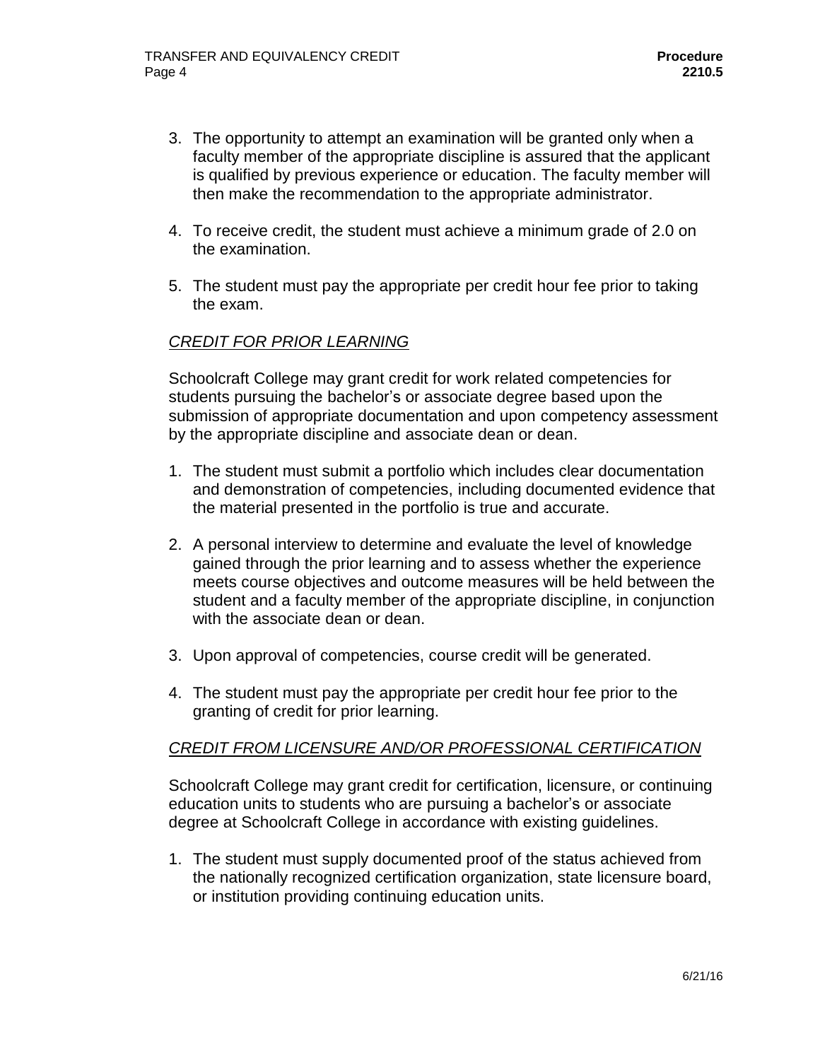3. The opportunity to attempt an examination will be granted only when a faculty member of the appropriate discipline is assured that the applicant is qualified by previous experience or education. The faculty member will then make the recommendation to the appropriate administrator.

4. To receive credit, the student must achieve a minimum grade of 2.0 on the examination.

5. The student must pay the appropriate per credit hour fee prior to taking the exam.

*CREDIT FOR PRIOR LEARNING*

Schoolcraft College may grant credit for work related competencies for students pursuing the bachelor's or associate degree based upon the submission of appropriate documentation and upon competency assessment by the appropriate discipline and associate dean or dean.

1. The student must submit a portfolio which includes clear documentation and demonstration of competencies, including documented evidence that the material presented in the portfolio is true and accurate.

2. A personal interview to determine and evaluate the level of knowledge gained through the prior learning and to assess whether the experience meets course objectives and outcome measures will be held between the student and a faculty member of the appropriate discipline, in conjunction with the associate dean or dean.

3. Upon approval of competencies, course credit will be generated.

4. The student must pay the appropriate per credit hour fee prior to the granting of credit for prior learning.

*CREDIT FROM LICENSURE AND/OR PROFESSIONAL CERTIFICATION*

Schoolcraft College may grant credit for certification, licensure, or continuing education units to students who are pursuing a bachelor's or associate degree at Schoolcraft College in accordance with existing guidelines.

1. The student must supply documented proof of the status achieved from the nationally recognized certification organization, state licensure board, or institution providing continuing education units.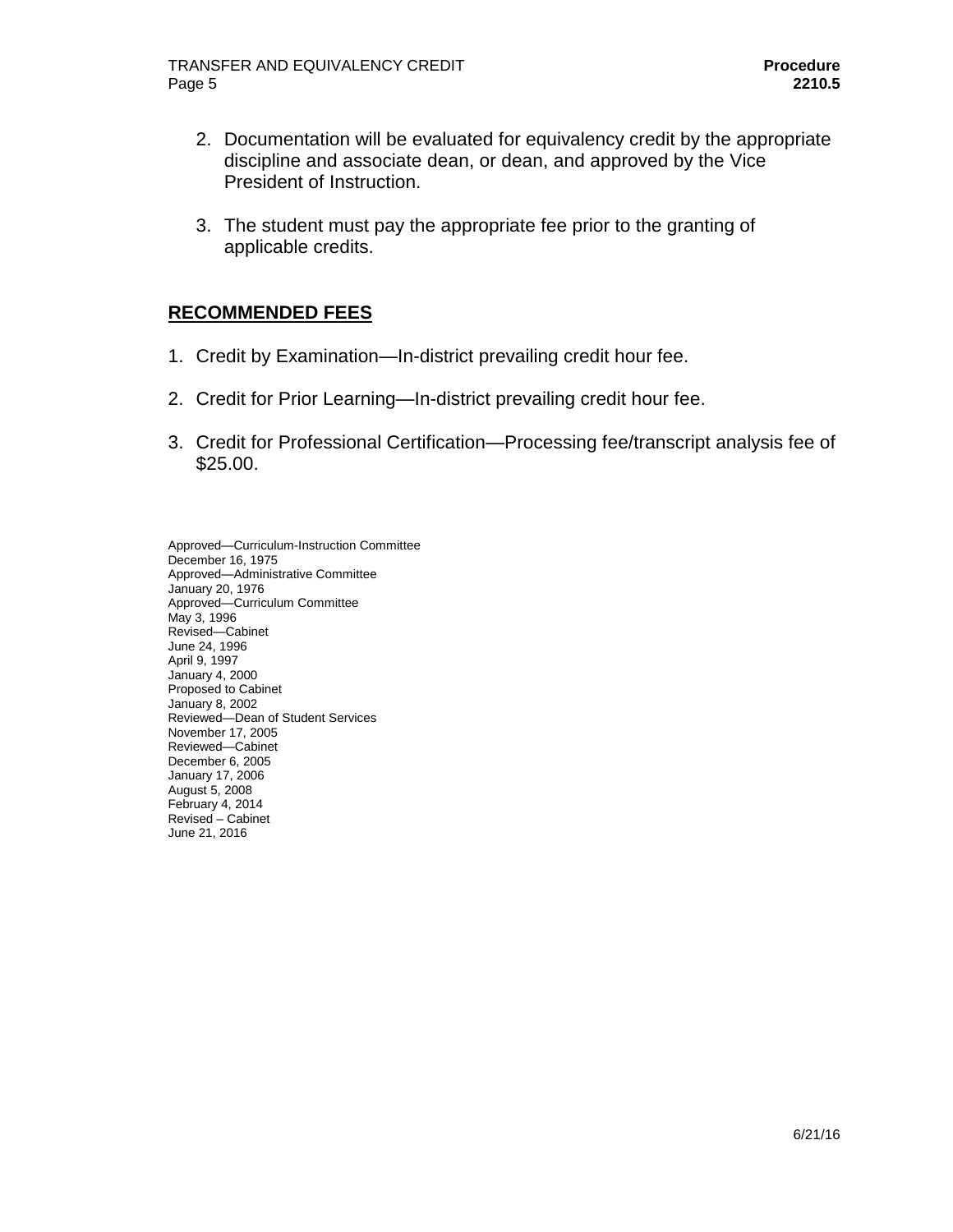2. Documentation will be evaluated for equivalency credit by the appropriate discipline and associate dean, or dean, and approved by the Vice President of Instruction.

3. The student must pay the appropriate fee prior to the granting of applicable credits.

## RECOMMENDED FEES

1. Credit by Examination—In-district prevailing credit hour fee.

2. Credit for Prior Learning—In-district prevailing credit hour fee.

3. Credit for Professional Certification—Processing fee/transcript analysis fee of $25.00.

Approved—Curriculum-Instruction Committee
December 16, 1975
Approved—Administrative Committee
January 20, 1976
Approved—Curriculum Committee
May 3, 1996
Revised—Cabinet
June 24, 1996
April 9, 1997
January 4, 2000
Proposed to Cabinet
January 8, 2002
Reviewed—Dean of Student Services
November 17, 2005
Reviewed—Cabinet
December 6, 2005
January 17, 2006
August 5, 2008
February 4, 2014
Revised – Cabinet
June 21, 2016